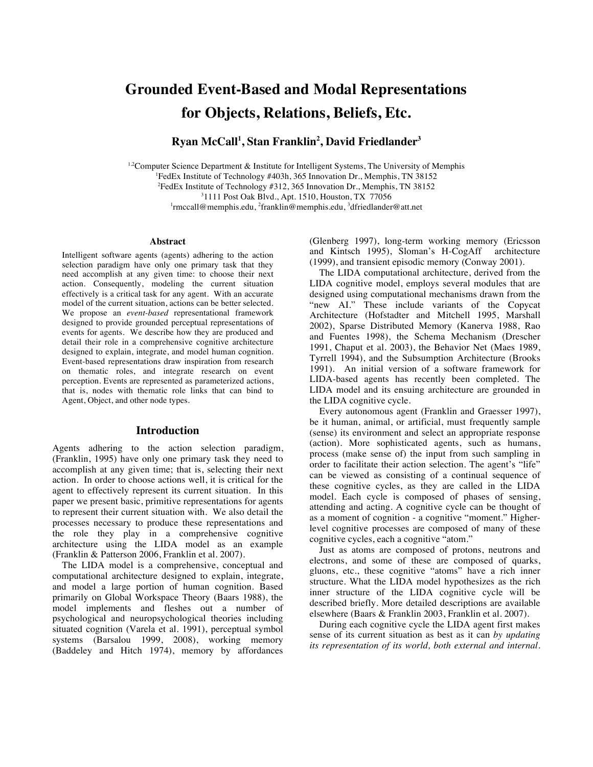# Grounded Event-Based and Modal Representations for Objects, Relations, Beliefs, Etc.

**Ryan McCall[1], Stan Franklin[2], David Friedlander[3]**

[1,2]Computer Science Department & Institute for Intelligent Systems, The University of Memphis
[1]FedEx Institute of Technology #403h, 365 Innovation Dr., Memphis, TN 38152
[2]FedEx Institute of Technology #312, 365 Innovation Dr., Memphis, TN 38152
[3]1111 Post Oak Blvd., Apt. 1510, Houston, TX 77056
[1]rmccall@memphis.edu, [2]franklin@memphis.edu, [3]dfriedlander@att.net

### Abstract

Intelligent software agents (agents) adhering to the action selection paradigm have only one primary task that they need accomplish at any given time: to choose their next action. Consequently, modeling the current situation effectively is a critical task for any agent. With an accurate model of the current situation, actions can be better selected. We propose an *event-based* representational framework designed to provide grounded perceptual representations of events for agents. We describe how they are produced and detail their role in a comprehensive cognitive architecture designed to explain, integrate, and model human cognition. Event-based representations draw inspiration from research on thematic roles, and integrate research on event perception. Events are represented as parameterized actions, that is, nodes with thematic role links that can bind to Agent, Object, and other node types.

## Introduction

Agents adhering to the action selection paradigm, (Franklin, 1995) have only one primary task they need to accomplish at any given time; that is, selecting their next action. In order to choose actions well, it is critical for the agent to effectively represent its current situation. In this paper we present basic, primitive representations for agents to represent their current situation with. We also detail the processes necessary to produce these representations and the role they play in a comprehensive cognitive architecture using the LIDA model as an example (Franklin & Patterson 2006, Franklin et al. 2007).

The LIDA model is a comprehensive, conceptual and computational architecture designed to explain, integrate, and model a large portion of human cognition. Based primarily on Global Workspace Theory (Baars 1988), the model implements and fleshes out a number of psychological and neuropsychological theories including situated cognition (Varela et al. 1991), perceptual symbol systems (Barsalou 1999, 2008), working memory (Baddeley and Hitch 1974), memory by affordances (Glenberg 1997), long-term working memory (Ericsson and Kintsch 1995), Sloman's H-CogAff architecture (1999), and transient episodic memory (Conway 2001).

The LIDA computational architecture, derived from the LIDA cognitive model, employs several modules that are designed using computational mechanisms drawn from the "new AI." These include variants of the Copycat Architecture (Hofstadter and Mitchell 1995, Marshall 2002), Sparse Distributed Memory (Kanerva 1988, Rao and Fuentes 1998), the Schema Mechanism (Drescher 1991, Chaput et al. 2003), the Behavior Net (Maes 1989, Tyrrell 1994), and the Subsumption Architecture (Brooks 1991). An initial version of a software framework for LIDA-based agents has recently been completed. The LIDA model and its ensuing architecture are grounded in the LIDA cognitive cycle.

Every autonomous agent (Franklin and Graesser 1997), be it human, animal, or artificial, must frequently sample (sense) its environment and select an appropriate response (action). More sophisticated agents, such as humans, process (make sense of) the input from such sampling in order to facilitate their action selection. The agent's "life" can be viewed as consisting of a continual sequence of these cognitive cycles, as they are called in the LIDA model. Each cycle is composed of phases of sensing, attending and acting. A cognitive cycle can be thought of as a moment of cognition - a cognitive "moment." Higher-level cognitive processes are composed of many of these cognitive cycles, each a cognitive "atom."

Just as atoms are composed of protons, neutrons and electrons, and some of these are composed of quarks, gluons, etc., these cognitive "atoms" have a rich inner structure. What the LIDA model hypothesizes as the rich inner structure of the LIDA cognitive cycle will be described briefly. More detailed descriptions are available elsewhere (Baars & Franklin 2003, Franklin et al. 2007).

During each cognitive cycle the LIDA agent first makes sense of its current situation as best as it can *by updating its representation of its world, both external and internal.*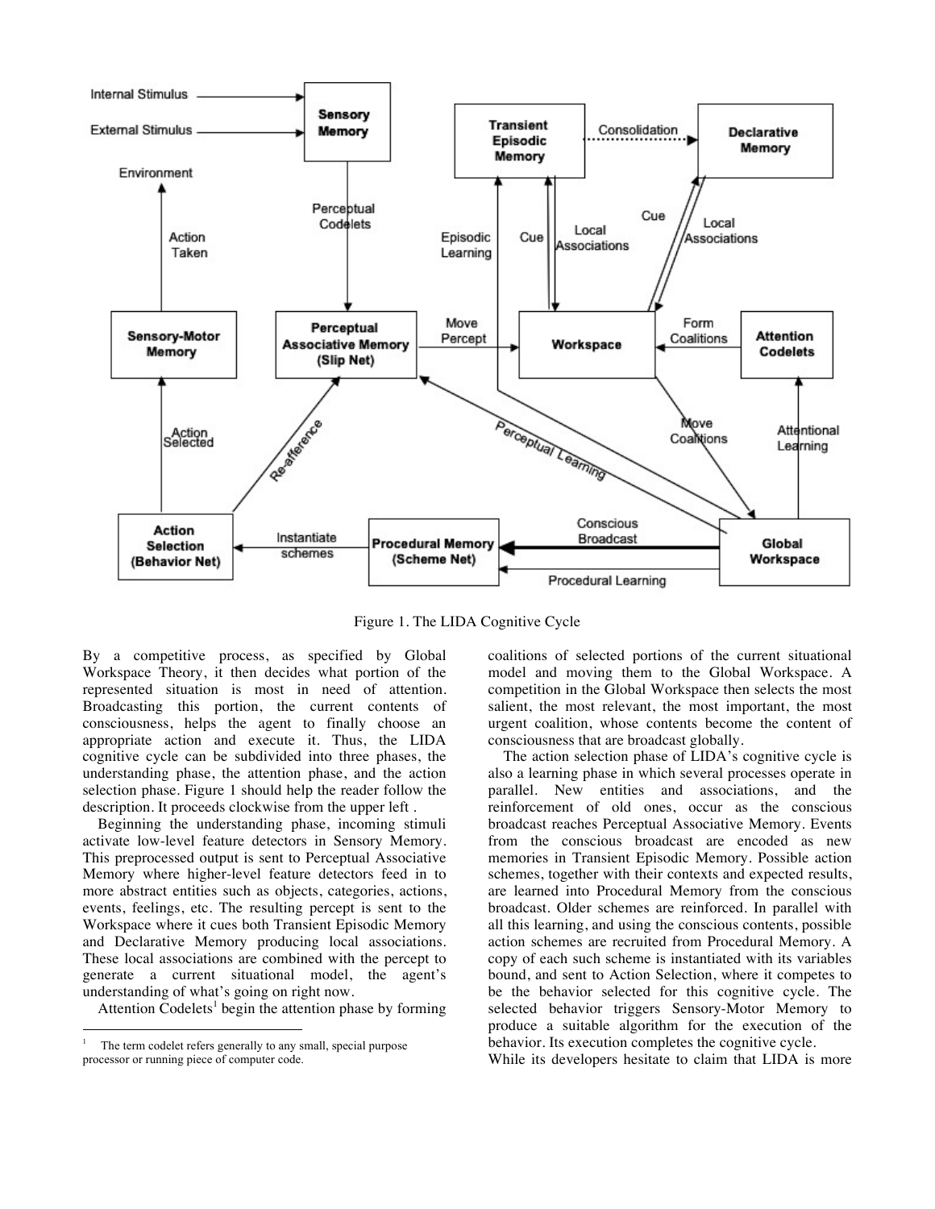Figure 1. The LIDA Cognitive Cycle

By a competitive process, as specified by Global Workspace Theory, it then decides what portion of the represented situation is most in need of attention. Broadcasting this portion, the current contents of consciousness, helps the agent to finally choose an appropriate action and execute it. Thus, the LIDA cognitive cycle can be subdivided into three phases, the understanding phase, the attention phase, and the action selection phase. Figure 1 should help the reader follow the description. It proceeds clockwise from the upper left .

Beginning the understanding phase, incoming stimuli activate low-level feature detectors in Sensory Memory. This preprocessed output is sent to Perceptual Associative Memory where higher-level feature detectors feed in to more abstract entities such as objects, categories, actions, events, feelings, etc. The resulting percept is sent to the Workspace where it cues both Transient Episodic Memory and Declarative Memory producing local associations. These local associations are combined with the percept to generate a current situational model, the agent's understanding of what's going on right now.

Attention Codelets[1] begin the attention phase by forming coalitions of selected portions of the current situational model and moving them to the Global Workspace. A competition in the Global Workspace then selects the most salient, the most relevant, the most important, the most urgent coalition, whose contents become the content of consciousness that are broadcast globally.

The action selection phase of LIDA's cognitive cycle is also a learning phase in which several processes operate in parallel. New entities and associations, and the reinforcement of old ones, occur as the conscious broadcast reaches Perceptual Associative Memory. Events from the conscious broadcast are encoded as new memories in Transient Episodic Memory. Possible action schemes, together with their contexts and expected results, are learned into Procedural Memory from the conscious broadcast. Older schemes are reinforced. In parallel with all this learning, and using the conscious contents, possible action schemes are recruited from Procedural Memory. A copy of each such scheme is instantiated with its variables bound, and sent to Action Selection, where it competes to be the behavior selected for this cognitive cycle. The selected behavior triggers Sensory-Motor Memory to produce a suitable algorithm for the execution of the behavior. Its execution completes the cognitive cycle.

While its developers hesitate to claim that LIDA is more

---

[1] The term codelet refers generally to any small, special purpose processor or running piece of computer code.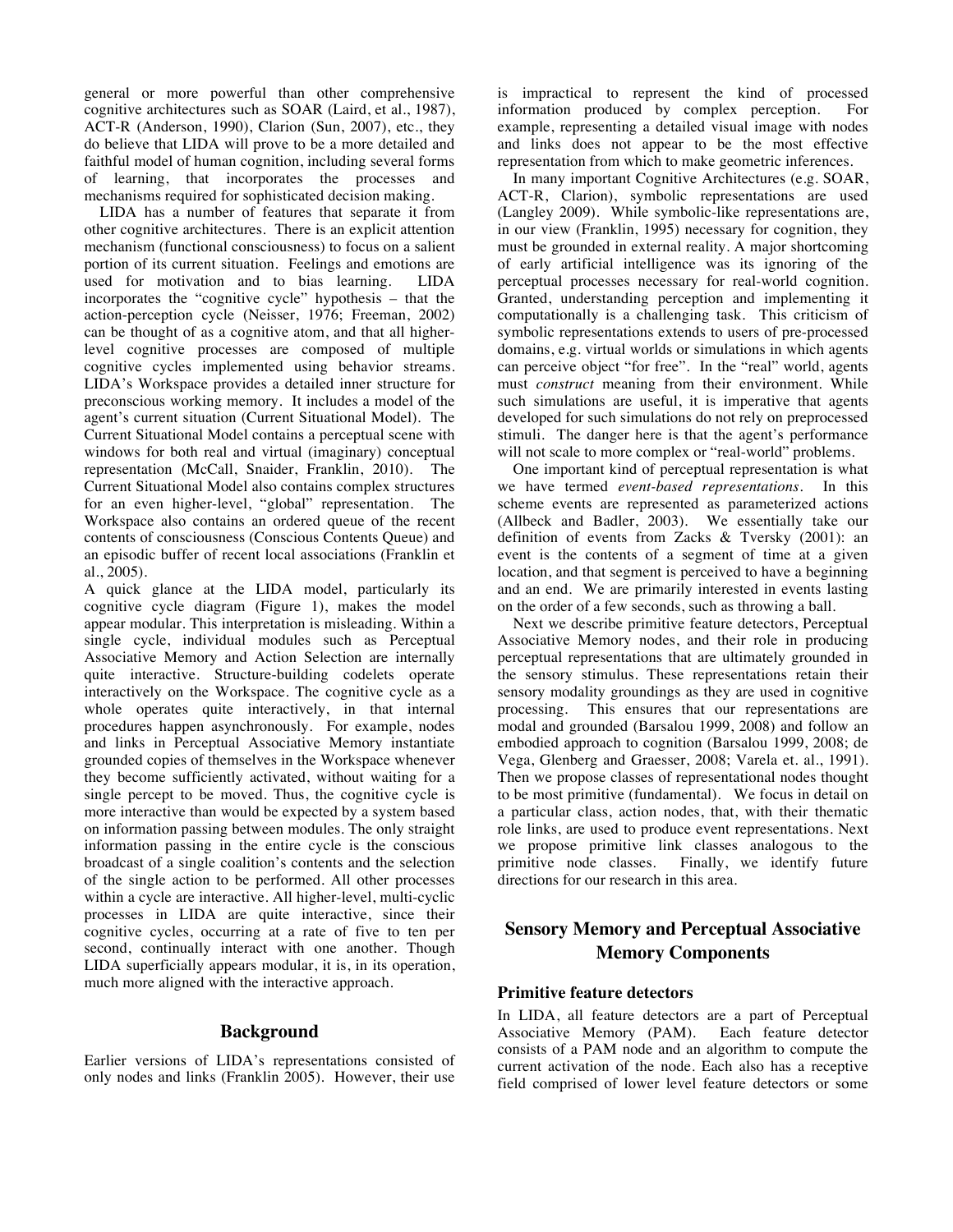general or more powerful than other comprehensive cognitive architectures such as SOAR (Laird, et al., 1987), ACT-R (Anderson, 1990), Clarion (Sun, 2007), etc., they do believe that LIDA will prove to be a more detailed and faithful model of human cognition, including several forms of learning, that incorporates the processes and mechanisms required for sophisticated decision making.

LIDA has a number of features that separate it from other cognitive architectures. There is an explicit attention mechanism (functional consciousness) to focus on a salient portion of its current situation. Feelings and emotions are used for motivation and to bias learning. LIDA incorporates the "cognitive cycle" hypothesis – that the action-perception cycle (Neisser, 1976; Freeman, 2002) can be thought of as a cognitive atom, and that all higher-level cognitive processes are composed of multiple cognitive cycles implemented using behavior streams. LIDA's Workspace provides a detailed inner structure for preconscious working memory. It includes a model of the agent's current situation (Current Situational Model). The Current Situational Model contains a perceptual scene with windows for both real and virtual (imaginary) conceptual representation (McCall, Snaider, Franklin, 2010). The Current Situational Model also contains complex structures for an even higher-level, "global" representation. The Workspace also contains an ordered queue of the recent contents of consciousness (Conscious Contents Queue) and an episodic buffer of recent local associations (Franklin et al., 2005).

A quick glance at the LIDA model, particularly its cognitive cycle diagram (Figure 1), makes the model appear modular. This interpretation is misleading. Within a single cycle, individual modules such as Perceptual Associative Memory and Action Selection are internally quite interactive. Structure-building codelets operate interactively on the Workspace. The cognitive cycle as a whole operates quite interactively, in that internal procedures happen asynchronously. For example, nodes and links in Perceptual Associative Memory instantiate grounded copies of themselves in the Workspace whenever they become sufficiently activated, without waiting for a single percept to be moved. Thus, the cognitive cycle is more interactive than would be expected by a system based on information passing between modules. The only straight information passing in the entire cycle is the conscious broadcast of a single coalition's contents and the selection of the single action to be performed. All other processes within a cycle are interactive. All higher-level, multi-cyclic processes in LIDA are quite interactive, since their cognitive cycles, occurring at a rate of five to ten per second, continually interact with one another. Though LIDA superficially appears modular, it is, in its operation, much more aligned with the interactive approach.

## Background

Earlier versions of LIDA's representations consisted of only nodes and links (Franklin 2005). However, their use is impractical to represent the kind of processed information produced by complex perception. For example, representing a detailed visual image with nodes and links does not appear to be the most effective representation from which to make geometric inferences.

In many important Cognitive Architectures (e.g. SOAR, ACT-R, Clarion), symbolic representations are used (Langley 2009). While symbolic-like representations are, in our view (Franklin, 1995) necessary for cognition, they must be grounded in external reality. A major shortcoming of early artificial intelligence was its ignoring of the perceptual processes necessary for real-world cognition. Granted, understanding perception and implementing it computationally is a challenging task. This criticism of symbolic representations extends to users of pre-processed domains, e.g. virtual worlds or simulations in which agents can perceive object "for free". In the "real" world, agents must *construct* meaning from their environment. While such simulations are useful, it is imperative that agents developed for such simulations do not rely on preprocessed stimuli. The danger here is that the agent's performance will not scale to more complex or "real-world" problems.

One important kind of perceptual representation is what we have termed *event-based representations*. In this scheme events are represented as parameterized actions (Allbeck and Badler, 2003). We essentially take our definition of events from Zacks & Tversky (2001): an event is the contents of a segment of time at a given location, and that segment is perceived to have a beginning and an end. We are primarily interested in events lasting on the order of a few seconds, such as throwing a ball.

Next we describe primitive feature detectors, Perceptual Associative Memory nodes, and their role in producing perceptual representations that are ultimately grounded in the sensory stimulus. These representations retain their sensory modality groundings as they are used in cognitive processing. This ensures that our representations are modal and grounded (Barsalou 1999, 2008) and follow an embodied approach to cognition (Barsalou 1999, 2008; de Vega, Glenberg and Graesser, 2008; Varela et. al., 1991). Then we propose classes of representational nodes thought to be most primitive (fundamental). We focus in detail on a particular class, action nodes, that, with their thematic role links, are used to produce event representations. Next we propose primitive link classes analogous to the primitive node classes. Finally, we identify future directions for our research in this area.

## Sensory Memory and Perceptual Associative Memory Components

### Primitive feature detectors

In LIDA, all feature detectors are a part of Perceptual Associative Memory (PAM). Each feature detector consists of a PAM node and an algorithm to compute the current activation of the node. Each also has a receptive field comprised of lower level feature detectors or some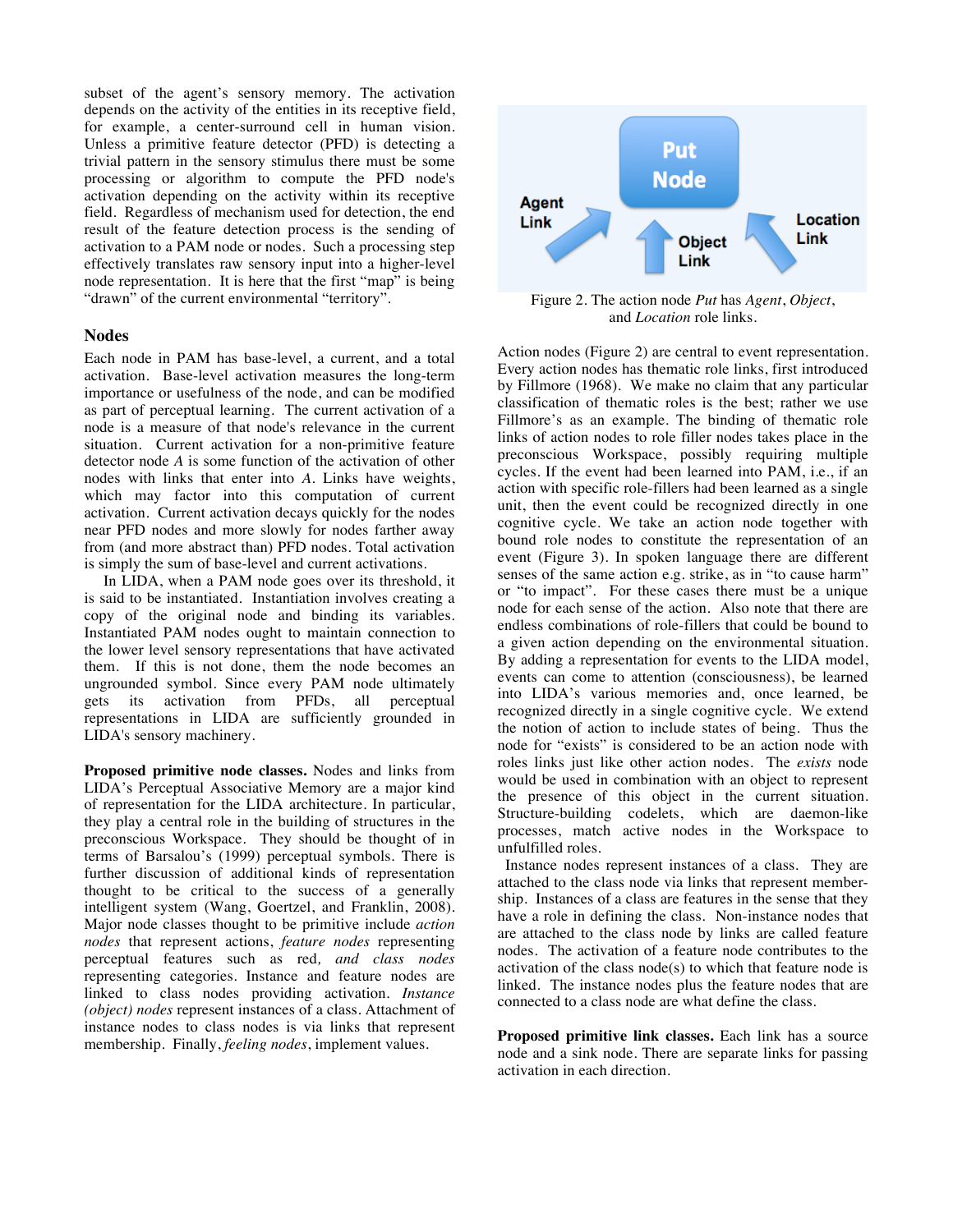subset of the agent's sensory memory. The activation depends on the activity of the entities in its receptive field, for example, a center-surround cell in human vision. Unless a primitive feature detector (PFD) is detecting a trivial pattern in the sensory stimulus there must be some processing or algorithm to compute the PFD node's activation depending on the activity within its receptive field. Regardless of mechanism used for detection, the end result of the feature detection process is the sending of activation to a PAM node or nodes. Such a processing step effectively translates raw sensory input into a higher-level node representation. It is here that the first "map" is being "drawn" of the current environmental "territory".

## Nodes

Each node in PAM has base-level, a current, and a total activation. Base-level activation measures the long-term importance or usefulness of the node, and can be modified as part of perceptual learning. The current activation of a node is a measure of that node's relevance in the current situation. Current activation for a non-primitive feature detector node *A* is some function of the activation of other nodes with links that enter into *A*. Links have weights, which may factor into this computation of current activation. Current activation decays quickly for the nodes near PFD nodes and more slowly for nodes farther away from (and more abstract than) PFD nodes. Total activation is simply the sum of base-level and current activations.

In LIDA, when a PAM node goes over its threshold, it is said to be instantiated. Instantiation involves creating a copy of the original node and binding its variables. Instantiated PAM nodes ought to maintain connection to the lower level sensory representations that have activated them. If this is not done, them the node becomes an ungrounded symbol. Since every PAM node ultimately gets its activation from PFDs, all perceptual representations in LIDA are sufficiently grounded in LIDA's sensory machinery.

**Proposed primitive node classes.** Nodes and links from LIDA's Perceptual Associative Memory are a major kind of representation for the LIDA architecture. In particular, they play a central role in the building of structures in the preconscious Workspace. They should be thought of in terms of Barsalou's (1999) perceptual symbols. There is further discussion of additional kinds of representation thought to be critical to the success of a generally intelligent system (Wang, Goertzel, and Franklin, 2008). Major node classes thought to be primitive include *action nodes* that represent actions, *feature nodes* representing perceptual features such as red*, and class nodes* representing categories. Instance and feature nodes are linked to class nodes providing activation. *Instance (object) nodes* represent instances of a class. Attachment of instance nodes to class nodes is via links that represent membership. Finally, *feeling nodes*, implement values.

Figure 2. The action node *Put* has *Agent*, *Object*, and *Location* role links.

Action nodes (Figure 2) are central to event representation. Every action nodes has thematic role links, first introduced by Fillmore (1968). We make no claim that any particular classification of thematic roles is the best; rather we use Fillmore's as an example. The binding of thematic role links of action nodes to role filler nodes takes place in the preconscious Workspace, possibly requiring multiple cycles. If the event had been learned into PAM, i.e., if an action with specific role-fillers had been learned as a single unit, then the event could be recognized directly in one cognitive cycle. We take an action node together with bound role nodes to constitute the representation of an event (Figure 3). In spoken language there are different senses of the same action e.g. strike, as in "to cause harm" or "to impact". For these cases there must be a unique node for each sense of the action. Also note that there are endless combinations of role-fillers that could be bound to a given action depending on the environmental situation. By adding a representation for events to the LIDA model, events can come to attention (consciousness), be learned into LIDA's various memories and, once learned, be recognized directly in a single cognitive cycle. We extend the notion of action to include states of being. Thus the node for "exists" is considered to be an action node with roles links just like other action nodes. The *exists* node would be used in combination with an object to represent the presence of this object in the current situation. Structure-building codelets, which are daemon-like processes, match active nodes in the Workspace to unfulfilled roles.

Instance nodes represent instances of a class. They are attached to the class node via links that represent membership. Instances of a class are features in the sense that they have a role in defining the class. Non-instance nodes that are attached to the class node by links are called feature nodes. The activation of a feature node contributes to the activation of the class node(s) to which that feature node is linked. The instance nodes plus the feature nodes that are connected to a class node are what define the class.

**Proposed primitive link classes.** Each link has a source node and a sink node. There are separate links for passing activation in each direction.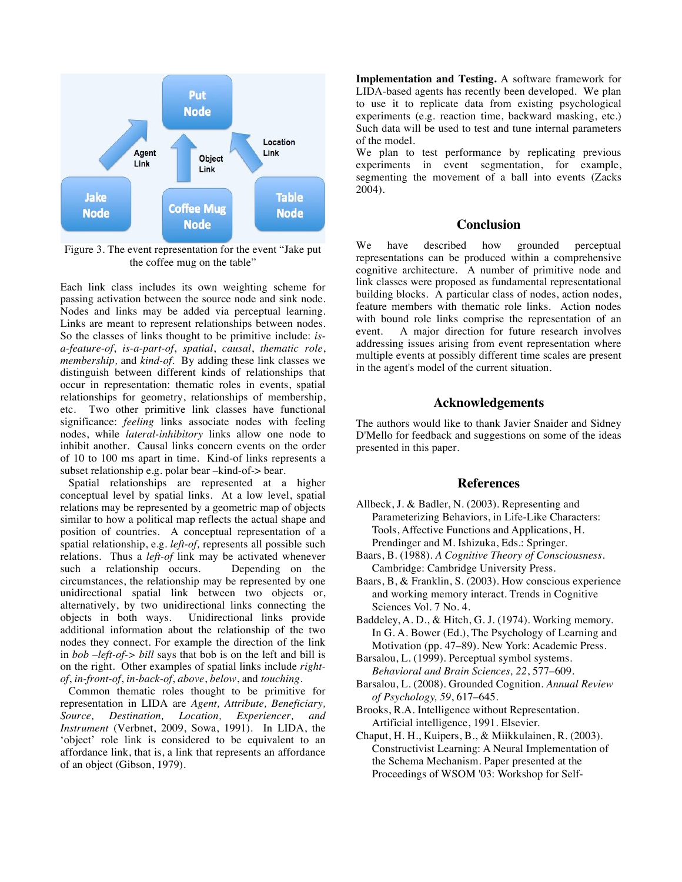Figure 3. The event representation for the event "Jake put the coffee mug on the table"

Each link class includes its own weighting scheme for passing activation between the source node and sink node. Nodes and links may be added via perceptual learning. Links are meant to represent relationships between nodes. So the classes of links thought to be primitive include: *is-a-feature-of*, *is-a-part-of*, *spatial*, *causal*, *thematic role*, *membership,* and *kind-of*. By adding these link classes we distinguish between different kinds of relationships that occur in representation: thematic roles in events, spatial relationships for geometry, relationships of membership, etc. Two other primitive link classes have functional significance: *feeling* links associate nodes with feeling nodes, while *lateral-inhibitory* links allow one node to inhibit another. Causal links concern events on the order of 10 to 100 ms apart in time. Kind-of links represents a subset relationship e.g. polar bear –kind-of-> bear.

Spatial relationships are represented at a higher conceptual level by spatial links. At a low level, spatial relations may be represented by a geometric map of objects similar to how a political map reflects the actual shape and position of countries. A conceptual representation of a spatial relationship, e.g. *left-of,* represents all possible such relations. Thus a *left-of* link may be activated whenever such a relationship occurs. Depending on the circumstances, the relationship may be represented by one unidirectional spatial link between two objects or, alternatively, by two unidirectional links connecting the objects in both ways. Unidirectional links provide additional information about the relationship of the two nodes they connect. For example the direction of the link in *bob –left-of-> bill* says that bob is on the left and bill is on the right. Other examples of spatial links include *right-of*, *in-front-of*, *in-back-of*, *above*, *below*, and *touching*.

Common thematic roles thought to be primitive for representation in LIDA are *Agent, Attribute, Beneficiary, Source, Destination, Location, Experiencer, and Instrument* (Verbnet, 2009, Sowa, 1991). In LIDA, the 'object' role link is considered to be equivalent to an affordance link, that is, a link that represents an affordance of an object (Gibson, 1979).

**Implementation and Testing.** A software framework for LIDA-based agents has recently been developed. We plan to use it to replicate data from existing psychological experiments (e.g. reaction time, backward masking, etc.) Such data will be used to test and tune internal parameters of the model.

We plan to test performance by replicating previous experiments in event segmentation, for example, segmenting the movement of a ball into events (Zacks 2004).

## Conclusion

We have described how grounded perceptual representations can be produced within a comprehensive cognitive architecture. A number of primitive node and link classes were proposed as fundamental representational building blocks. A particular class of nodes, action nodes, feature members with thematic role links. Action nodes with bound role links comprise the representation of an event. A major direction for future research involves addressing issues arising from event representation where multiple events at possibly different time scales are present in the agent's model of the current situation.

## Acknowledgements

The authors would like to thank Javier Snaider and Sidney D'Mello for feedback and suggestions on some of the ideas presented in this paper.

## References

Allbeck, J. & Badler, N. (2003). Representing and Parameterizing Behaviors, in Life-Like Characters: Tools, Affective Functions and Applications, H. Prendinger and M. Ishizuka, Eds.: Springer.

Baars, B. (1988). *A Cognitive Theory of Consciousness*. Cambridge: Cambridge University Press.

Baars, B, & Franklin, S. (2003). How conscious experience and working memory interact. Trends in Cognitive Sciences Vol. 7 No. 4.

Baddeley, A. D., & Hitch, G. J. (1974). Working memory. In G. A. Bower (Ed.), The Psychology of Learning and Motivation (pp. 47–89). New York: Academic Press.

Barsalou, L. (1999). Perceptual symbol systems. *Behavioral and Brain Sciences, 22*, 577–609.

Barsalou, L. (2008). Grounded Cognition. *Annual Review of Psychology, 59*, 617–645.

Brooks, R.A. Intelligence without Representation. Artificial intelligence, 1991. Elsevier.

Chaput, H. H., Kuipers, B., & Miikkulainen, R. (2003). Constructivist Learning: A Neural Implementation of the Schema Mechanism. Paper presented at the Proceedings of WSOM '03: Workshop for Self-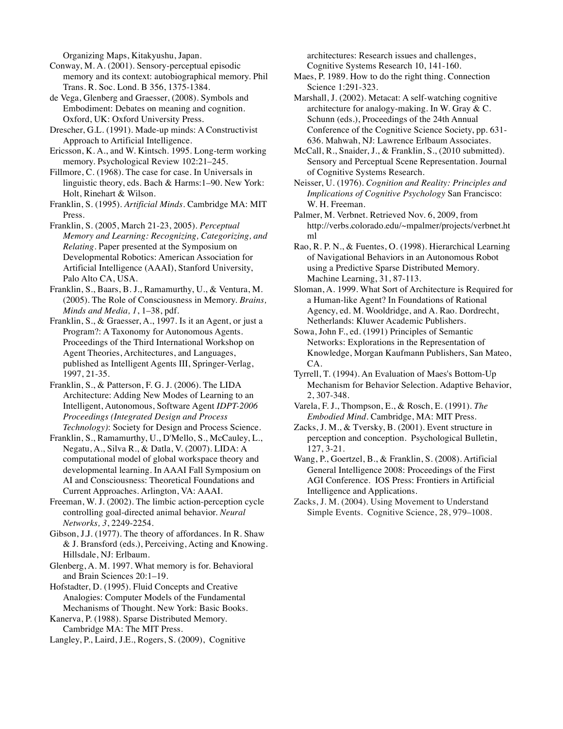Organizing Maps, Kitakyushu, Japan.

Conway, M. A. (2001). Sensory-perceptual episodic memory and its context: autobiographical memory. Phil Trans. R. Soc. Lond. B 356, 1375-1384.

de Vega, Glenberg and Graesser, (2008). Symbols and Embodiment: Debates on meaning and cognition. Oxford, UK: Oxford University Press.

Drescher, G.L. (1991). Made-up minds: A Constructivist Approach to Artificial Intelligence.

Ericsson, K. A., and W. Kintsch. 1995. Long-term working memory. Psychological Review 102:21–245.

Fillmore, C. (1968). The case for case. In Universals in linguistic theory, eds. Bach & Harms:1–90. New York: Holt, Rinehart & Wilson.

Franklin, S. (1995). *Artificial Minds*. Cambridge MA: MIT Press.

Franklin, S. (2005, March 21-23, 2005). *Perceptual Memory and Learning: Recognizing, Categorizing, and Relating*. Paper presented at the Symposium on Developmental Robotics: American Association for Artificial Intelligence (AAAI), Stanford University, Palo Alto CA, USA.

Franklin, S., Baars, B. J., Ramamurthy, U., & Ventura, M. (2005). The Role of Consciousness in Memory. *Brains, Minds and Media, 1*, 1–38, pdf.

Franklin, S., & Graesser, A., 1997. Is it an Agent, or just a Program?: A Taxonomy for Autonomous Agents. Proceedings of the Third International Workshop on Agent Theories, Architectures, and Languages, published as Intelligent Agents III, Springer-Verlag, 1997, 21-35.

Franklin, S., & Patterson, F. G. J. (2006). The LIDA Architecture: Adding New Modes of Learning to an Intelligent, Autonomous, Software Agent *IDPT-2006 Proceedings (Integrated Design and Process Technology)*: Society for Design and Process Science.

Franklin, S., Ramamurthy, U., D'Mello, S., McCauley, L., Negatu, A., Silva R., & Datla, V. (2007). LIDA: A computational model of global workspace theory and developmental learning. In AAAI Fall Symposium on AI and Consciousness: Theoretical Foundations and Current Approaches. Arlington, VA: AAAI.

Freeman, W. J. (2002). The limbic action-perception cycle controlling goal-directed animal behavior. *Neural Networks, 3*, 2249-2254.

Gibson, J.J. (1977). The theory of affordances. In R. Shaw & J. Bransford (eds.), Perceiving, Acting and Knowing. Hillsdale, NJ: Erlbaum.

Glenberg, A. M. 1997. What memory is for. Behavioral and Brain Sciences 20:1–19.

Hofstadter, D. (1995). Fluid Concepts and Creative Analogies: Computer Models of the Fundamental Mechanisms of Thought. New York: Basic Books.

Kanerva, P. (1988). Sparse Distributed Memory. Cambridge MA: The MIT Press.

Langley, P., Laird, J.E., Rogers, S. (2009), Cognitive architectures: Research issues and challenges, Cognitive Systems Research 10, 141-160.

Maes, P. 1989. How to do the right thing. Connection Science 1:291-323.

Marshall, J. (2002). Metacat: A self-watching cognitive architecture for analogy-making. In W. Gray & C. Schunn (eds.), Proceedings of the 24th Annual Conference of the Cognitive Science Society, pp. 631-636. Mahwah, NJ: Lawrence Erlbaum Associates.

McCall, R., Snaider, J., & Franklin, S., (2010 submitted). Sensory and Perceptual Scene Representation. Journal of Cognitive Systems Research.

Neisser, U. (1976). *Cognition and Reality: Principles and Implications of Cognitive Psychology* San Francisco: W. H. Freeman.

Palmer, M. Verbnet. Retrieved Nov. 6, 2009, from http://verbs.colorado.edu/~mpalmer/projects/verbnet.html

Rao, R. P. N., & Fuentes, O. (1998). Hierarchical Learning of Navigational Behaviors in an Autonomous Robot using a Predictive Sparse Distributed Memory. Machine Learning, 31, 87-113.

Sloman, A. 1999. What Sort of Architecture is Required for a Human-like Agent? In Foundations of Rational Agency, ed. M. Wooldridge, and A. Rao. Dordrecht, Netherlands: Kluwer Academic Publishers.

Sowa, John F., ed. (1991) Principles of Semantic Networks: Explorations in the Representation of Knowledge, Morgan Kaufmann Publishers, San Mateo, CA.

Tyrrell, T. (1994). An Evaluation of Maes's Bottom-Up Mechanism for Behavior Selection. Adaptive Behavior, 2, 307-348.

Varela, F. J., Thompson, E., & Rosch, E. (1991). *The Embodied Mind*. Cambridge, MA: MIT Press.

Zacks, J. M., & Tversky, B. (2001). Event structure in perception and conception. Psychological Bulletin, 127, 3-21.

Wang, P., Goertzel, B., & Franklin, S. (2008). Artificial General Intelligence 2008: Proceedings of the First AGI Conference. IOS Press: Frontiers in Artificial Intelligence and Applications.

Zacks, J. M. (2004). Using Movement to Understand Simple Events. Cognitive Science, 28, 979–1008.